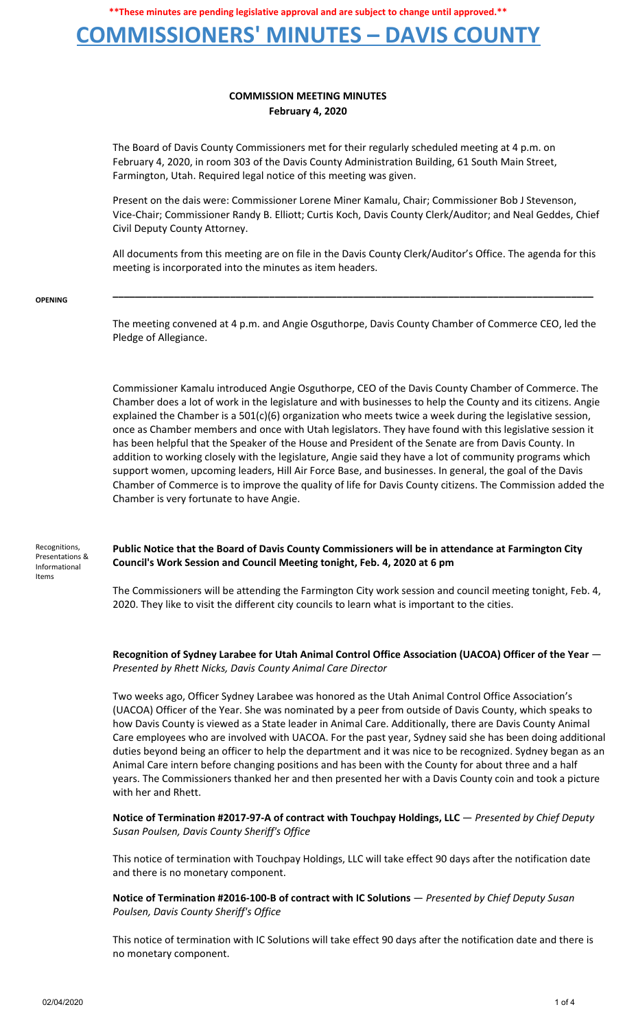**\*\*These minutes are pending legislative approval and are subject to change until approved.\*\***

# COMMISSIONERS' MINUTES – DAVIS COUNTY

## COMMISSION MEETING MINUTES
**February 4, 2020**

The Board of Davis County Commissioners met for their regularly scheduled meeting at 4 p.m. on February 4, 2020, in room 303 of the Davis County Administration Building, 61 South Main Street, Farmington, Utah. Required legal notice of this meeting was given.

Present on the dais were: Commissioner Lorene Miner Kamalu, Chair; Commissioner Bob J Stevenson, Vice-Chair; Commissioner Randy B. Elliott; Curtis Koch, Davis County Clerk/Auditor; and Neal Geddes, Chief Civil Deputy County Attorney.

All documents from this meeting are on file in the Davis County Clerk/Auditor's Office. The agenda for this meeting is incorporated into the minutes as item headers.

---

**OPENING**

The meeting convened at 4 p.m. and Angie Osguthorpe, Davis County Chamber of Commerce CEO, led the Pledge of Allegiance.

Commissioner Kamalu introduced Angie Osguthorpe, CEO of the Davis County Chamber of Commerce. The Chamber does a lot of work in the legislature and with businesses to help the County and its citizens. Angie explained the Chamber is a 501(c)(6) organization who meets twice a week during the legislative session, once as Chamber members and once with Utah legislators. They have found with this legislative session it has been helpful that the Speaker of the House and President of the Senate are from Davis County. In addition to working closely with the legislature, Angie said they have a lot of community programs which support women, upcoming leaders, Hill Air Force Base, and businesses. In general, the goal of the Davis Chamber of Commerce is to improve the quality of life for Davis County citizens. The Commission added the Chamber is very fortunate to have Angie.

**Recognitions, Presentations & Informational Items**

**Public Notice that the Board of Davis County Commissioners will be in attendance at Farmington City Council's Work Session and Council Meeting tonight, Feb. 4, 2020 at 6 pm**

The Commissioners will be attending the Farmington City work session and council meeting tonight, Feb. 4, 2020. They like to visit the different city councils to learn what is important to the cities.

**Recognition of Sydney Larabee for Utah Animal Control Office Association (UACOA) Officer of the Year** — *Presented by Rhett Nicks, Davis County Animal Care Director*

Two weeks ago, Officer Sydney Larabee was honored as the Utah Animal Control Office Association's (UACOA) Officer of the Year. She was nominated by a peer from outside of Davis County, which speaks to how Davis County is viewed as a State leader in Animal Care. Additionally, there are Davis County Animal Care employees who are involved with UACOA. For the past year, Sydney said she has been doing additional duties beyond being an officer to help the department and it was nice to be recognized. Sydney began as an Animal Care intern before changing positions and has been with the County for about three and a half years. The Commissioners thanked her and then presented her with a Davis County coin and took a picture with her and Rhett.

**Notice of Termination #2017-97-A of contract with Touchpay Holdings, LLC** — *Presented by Chief Deputy Susan Poulsen, Davis County Sheriff's Office*

This notice of termination with Touchpay Holdings, LLC will take effect 90 days after the notification date and there is no monetary component.

**Notice of Termination #2016-100-B of contract with IC Solutions** — *Presented by Chief Deputy Susan Poulsen, Davis County Sheriff's Office*

This notice of termination with IC Solutions will take effect 90 days after the notification date and there is no monetary component.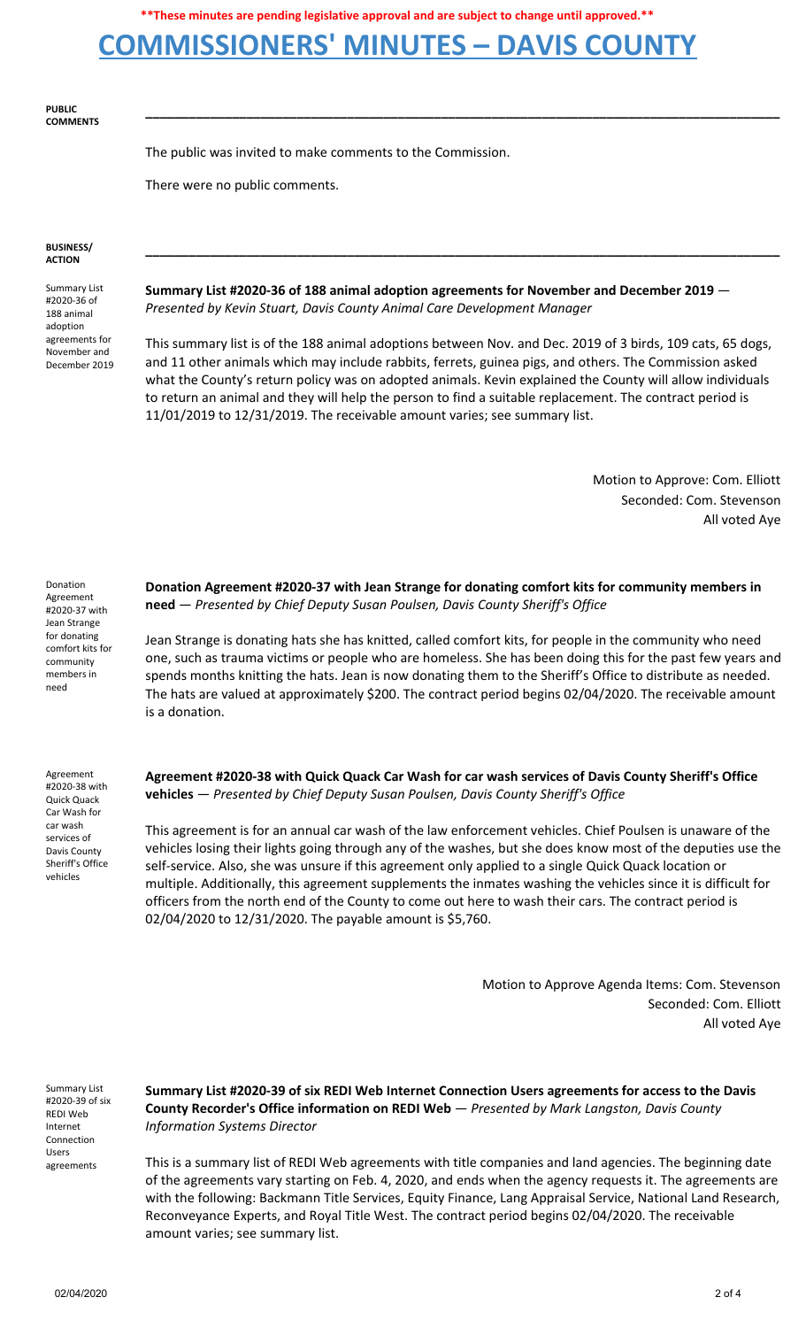**\*\*These minutes are pending legislative approval and are subject to change until approved.\*\***

# COMMISSIONERS' MINUTES – DAVIS COUNTY

**PUBLIC COMMENTS**

The public was invited to make comments to the Commission.

There were no public comments.

**BUSINESS/ ACTION**

*Summary List #2020-36 of 188 animal adoption agreements for November and December 2019*

**Summary List #2020-36 of 188 animal adoption agreements for November and December 2019** — *Presented by Kevin Stuart, Davis County Animal Care Development Manager*

This summary list is of the 188 animal adoptions between Nov. and Dec. 2019 of 3 birds, 109 cats, 65 dogs, and 11 other animals which may include rabbits, ferrets, guinea pigs, and others. The Commission asked what the County's return policy was on adopted animals. Kevin explained the County will allow individuals to return an animal and they will help the person to find a suitable replacement. The contract period is 11/01/2019 to 12/31/2019. The receivable amount varies; see summary list.

Motion to Approve: Com. Elliott
Seconded: Com. Stevenson
All voted Aye

*Donation Agreement #2020-37 with Jean Strange for donating comfort kits for community members in need*

**Donation Agreement #2020-37 with Jean Strange for donating comfort kits for community members in need** — *Presented by Chief Deputy Susan Poulsen, Davis County Sheriff's Office*

Jean Strange is donating hats she has knitted, called comfort kits, for people in the community who need one, such as trauma victims or people who are homeless. She has been doing this for the past few years and spends months knitting the hats. Jean is now donating them to the Sheriff's Office to distribute as needed. The hats are valued at approximately $200. The contract period begins 02/04/2020. The receivable amount is a donation.

*Agreement #2020-38 with Quick Quack Car Wash for car wash services of Davis County Sheriff's Office vehicles*

**Agreement #2020-38 with Quick Quack Car Wash for car wash services of Davis County Sheriff's Office vehicles** — *Presented by Chief Deputy Susan Poulsen, Davis County Sheriff's Office*

This agreement is for an annual car wash of the law enforcement vehicles. Chief Poulsen is unaware of the vehicles losing their lights going through any of the washes, but she does know most of the deputies use the self-service. Also, she was unsure if this agreement only applied to a single Quick Quack location or multiple. Additionally, this agreement supplements the inmates washing the vehicles since it is difficult for officers from the north end of the County to come out here to wash their cars. The contract period is 02/04/2020 to 12/31/2020. The payable amount is $5,760.

Motion to Approve Agenda Items: Com. Stevenson
Seconded: Com. Elliott
All voted Aye

*Summary List #2020-39 of six REDI Web Internet Connection Users agreements*

**Summary List #2020-39 of six REDI Web Internet Connection Users agreements for access to the Davis County Recorder's Office information on REDI Web** — *Presented by Mark Langston, Davis County Information Systems Director*

This is a summary list of REDI Web agreements with title companies and land agencies. The beginning date of the agreements vary starting on Feb. 4, 2020, and ends when the agency requests it. The agreements are with the following: Backmann Title Services, Equity Finance, Lang Appraisal Service, National Land Research, Reconveyance Experts, and Royal Title West. The contract period begins 02/04/2020. The receivable amount varies; see summary list.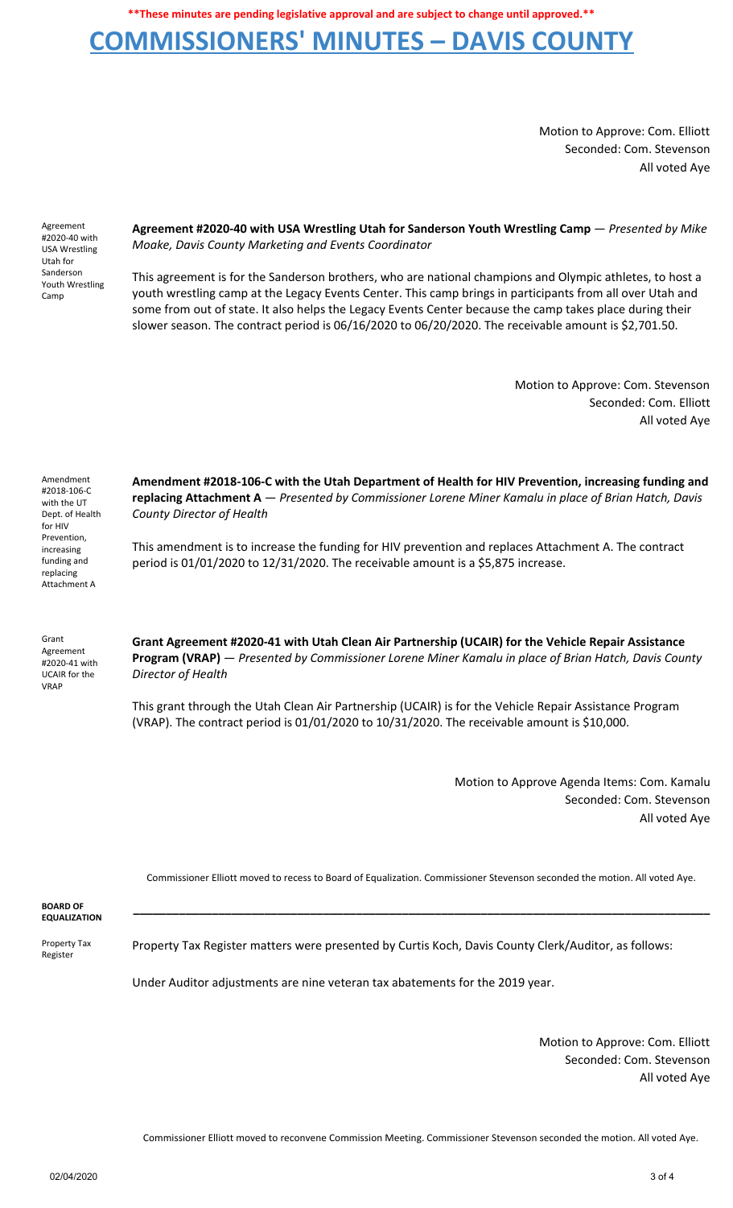**\*\*These minutes are pending legislative approval and are subject to change until approved.\*\***

# COMMISSIONERS' MINUTES – DAVIS COUNTY

Motion to Approve: Com. Elliott
Seconded: Com. Stevenson
All voted Aye

Agreement #2020-40 with USA Wrestling Utah for Sanderson Youth Wrestling Camp

**Agreement #2020-40 with USA Wrestling Utah for Sanderson Youth Wrestling Camp** — *Presented by Mike Moake, Davis County Marketing and Events Coordinator*

This agreement is for the Sanderson brothers, who are national champions and Olympic athletes, to host a youth wrestling camp at the Legacy Events Center. This camp brings in participants from all over Utah and some from out of state. It also helps the Legacy Events Center because the camp takes place during their slower season. The contract period is 06/16/2020 to 06/20/2020. The receivable amount is $2,701.50.

Motion to Approve: Com. Stevenson
Seconded: Com. Elliott
All voted Aye

Amendment #2018-106-C with the UT Dept. of Health for HIV Prevention, increasing funding and replacing Attachment A

**Amendment #2018-106-C with the Utah Department of Health for HIV Prevention, increasing funding and replacing Attachment A** — *Presented by Commissioner Lorene Miner Kamalu in place of Brian Hatch, Davis County Director of Health*

This amendment is to increase the funding for HIV prevention and replaces Attachment A. The contract period is 01/01/2020 to 12/31/2020. The receivable amount is a $5,875 increase.

Grant Agreement #2020-41 with UCAIR for the VRAP

**Grant Agreement #2020-41 with Utah Clean Air Partnership (UCAIR) for the Vehicle Repair Assistance Program (VRAP)** — *Presented by Commissioner Lorene Miner Kamalu in place of Brian Hatch, Davis County Director of Health*

This grant through the Utah Clean Air Partnership (UCAIR) is for the Vehicle Repair Assistance Program (VRAP). The contract period is 01/01/2020 to 10/31/2020. The receivable amount is $10,000.

Motion to Approve Agenda Items: Com. Kamalu
Seconded: Com. Stevenson
All voted Aye

Commissioner Elliott moved to recess to Board of Equalization. Commissioner Stevenson seconded the motion. All voted Aye.

**BOARD OF EQUALIZATION**

---

Property Tax Register

Property Tax Register matters were presented by Curtis Koch, Davis County Clerk/Auditor, as follows:

Under Auditor adjustments are nine veteran tax abatements for the 2019 year.

Motion to Approve: Com. Elliott
Seconded: Com. Stevenson
All voted Aye

Commissioner Elliott moved to reconvene Commission Meeting. Commissioner Stevenson seconded the motion. All voted Aye.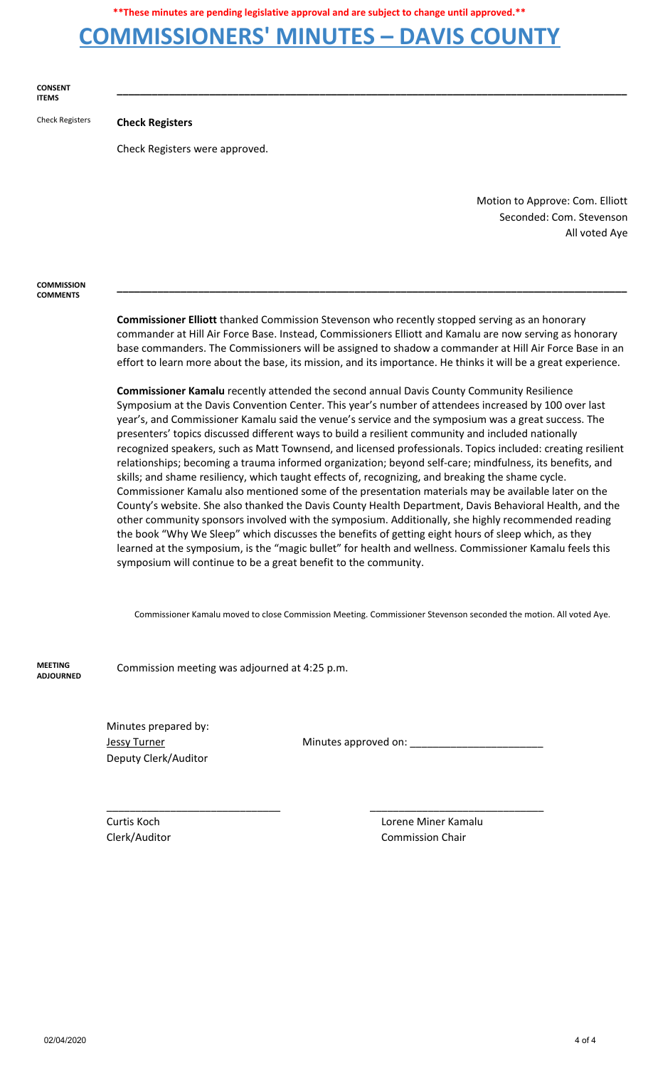**\*\*These minutes are pending legislative approval and are subject to change until approved.\*\***

# COMMISSIONERS' MINUTES – DAVIS COUNTY

**CONSENT ITEMS**

---

Check Registers

**Check Registers**

Check Registers were approved.

Motion to Approve: Com. Elliott
Seconded: Com. Stevenson
All voted Aye

**COMMISSION COMMENTS**

---

**Commissioner Elliott** thanked Commission Stevenson who recently stopped serving as an honorary commander at Hill Air Force Base. Instead, Commissioners Elliott and Kamalu are now serving as honorary base commanders. The Commissioners will be assigned to shadow a commander at Hill Air Force Base in an effort to learn more about the base, its mission, and its importance. He thinks it will be a great experience.

**Commissioner Kamalu** recently attended the second annual Davis County Community Resilience Symposium at the Davis Convention Center. This year's number of attendees increased by 100 over last year's, and Commissioner Kamalu said the venue's service and the symposium was a great success. The presenters' topics discussed different ways to build a resilient community and included nationally recognized speakers, such as Matt Townsend, and licensed professionals. Topics included: creating resilient relationships; becoming a trauma informed organization; beyond self-care; mindfulness, its benefits, and skills; and shame resiliency, which taught effects of, recognizing, and breaking the shame cycle. Commissioner Kamalu also mentioned some of the presentation materials may be available later on the County's website. She also thanked the Davis County Health Department, Davis Behavioral Health, and the other community sponsors involved with the symposium. Additionally, she highly recommended reading the book "Why We Sleep" which discusses the benefits of getting eight hours of sleep which, as they learned at the symposium, is the "magic bullet" for health and wellness. Commissioner Kamalu feels this symposium will continue to be a great benefit to the community.

Commissioner Kamalu moved to close Commission Meeting. Commissioner Stevenson seconded the motion. All voted Aye.

**MEETING ADJOURNED**

Commission meeting was adjourned at 4:25 p.m.

Minutes prepared by:
Jessy Turner
Deputy Clerk/Auditor

Minutes approved on: _______________________

_____________________________
Curtis Koch
Clerk/Auditor

_____________________________
Lorene Miner Kamalu
Commission Chair

02/04/2020